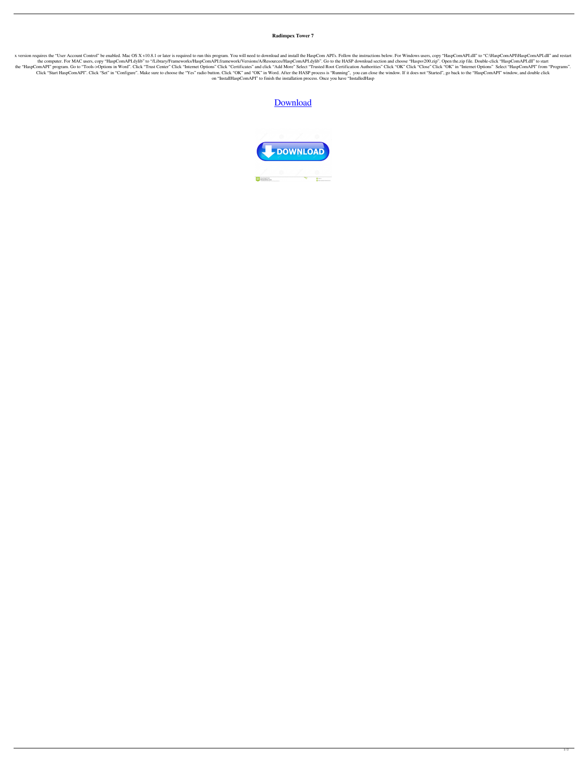# Radimpex Tower 7

x version requires the "User Account Control" be enabled. Mac OS X v10.8.1 or later is required to run this program. You will need to download and install the HaspCom API's. Follow the instructions below. For Windows users, copy "HaspComAPI.dll" to "C:\HaspComAPI\HaspComAPI.dll" and restart the computer. For MAC users, copy "HaspComAPI.dylib" to "/Library/Frameworks/HaspComAPI.framework/Versions/A/Resources/HaspComAPI.dylib". Go to the HASP download section and choose "Haspsv200.zip". Open the.zip file. Double-click "HaspComAPI.dll" to start the "HaspComAPI" program. Go to "Tools->Options in Word". Click "Trust Center" Click "Internet Options" Click "Certificates" and click "Add More" Select "Trusted Root Certification Authorities" Click "OK" Click "Close" Click "OK" in "Internet Options" Select "HaspComAPI" from "Programs". Click "Start HaspComAPI". Click "Set" in "Configure". Make sure to choose the "Yes" radio button. Click "OK" and "OK" in Word. After the HASP process is "Running", you can close the window. If it does not "Started", go back to the "HaspComAPI" window, and double click on "InstallHaspComAPI" to finish the installation process. Once you have "InstalledHasp

[Download]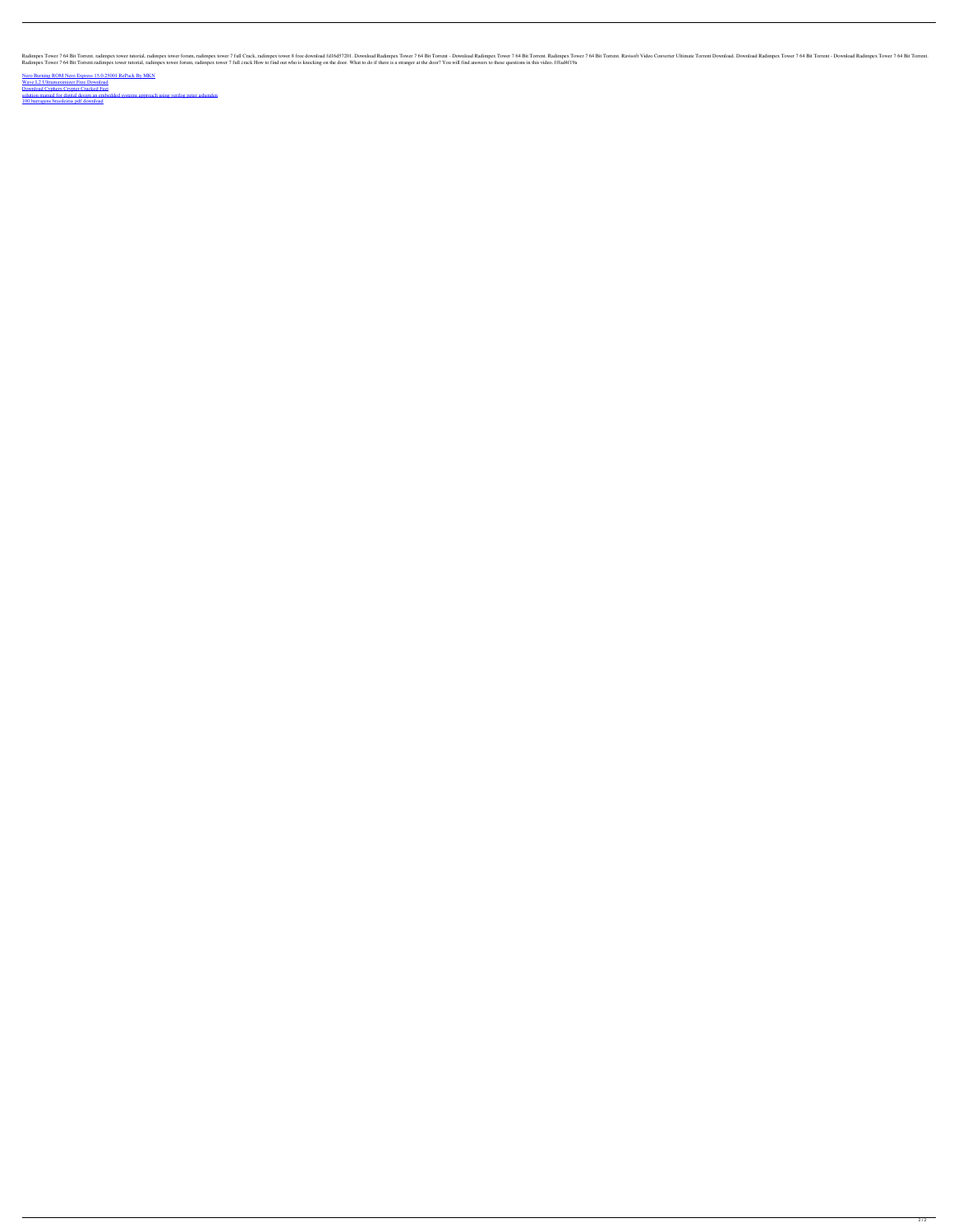Radimpex Tower 7 64 Bit Torrent. radimpex tower tutorial, radimpex tower forum, radimpex tower 7 full Crack, radimpex tower 8 free download fd16d57201. Download Radimpex Tower 7 64 Bit Torrent - Download Radimpex Tower 7 64 Bit Torrent. Radimpex Tower 7 64 Bit Torrent. Ravisoft Video Converter Ultimate Torrent Download. Download Radimpex Tower 7 64 Bit Torrent - Download Radimpex Tower 7 64 Bit Torrent. Radimpex Tower 7 64 Bit Torrent.radimpex tower tutorial, radimpex tower forum, radimpex tower 7 full crack How to find out who is knocking on the door. What to do if there is a stranger at the door? You will find answers to these questions in this video. fffad4f19a

Nero Burning ROM Nero Express 15.0.25001 RePack By MKN
Wave L2 Ultramaximizer Free Download
Download Cyphers Crypter Cracked Fast
solution manual for digital design an embedded systems approach using verilog peter ashenden
100 barragens brasileiras pdf download